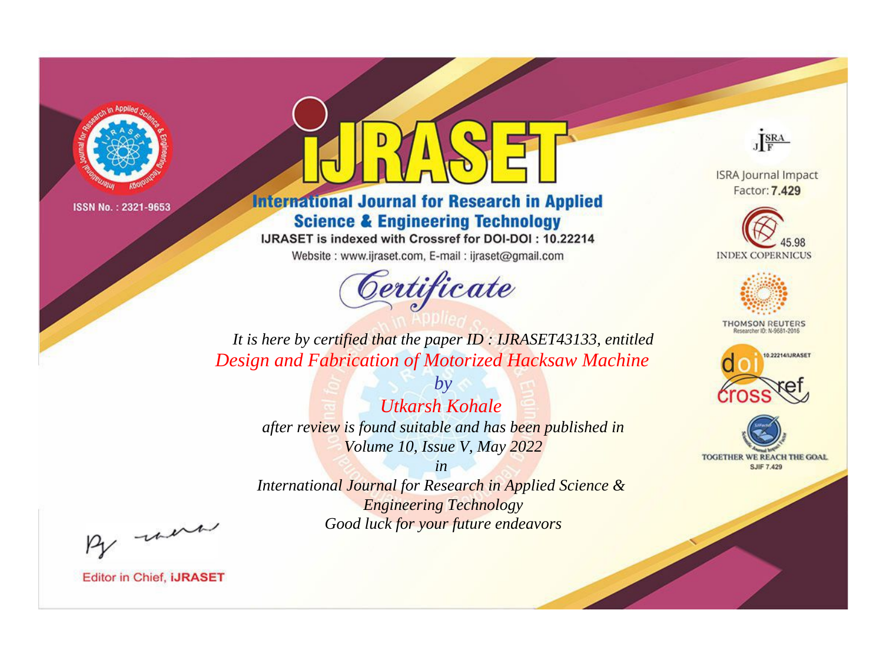ISSN No. : 2321-9653

# IJRASET

## International Journal for Research in Applied Science & Engineering Technology

IJRASET is indexed with Crossref for DOI-DOI : 10.22214

Website : www.ijraset.com, E-mail : ijraset@gmail.com

ISRA Journal Impact Factor: **7.429**

45.98 INDEX COPERNICUS

THOMSON REUTERS Researcher ID: N-9681-2016

10.22214/IJRASET

TOGETHER WE REACH THE GOAL SJIF 7.429

## *Certificate*

*It is here by certified that the paper ID : IJRASET43133, entitled*

*Design and Fabrication of Motorized Hacksaw Machine*

*by*

*Utkarsh Kohale*

*after review is found suitable and has been published in*

*Volume 10, Issue V, May 2022*

*in*

*International Journal for Research in Applied Science & Engineering Technology*

*Good luck for your future endeavors*

Editor in Chief, **iJRASET**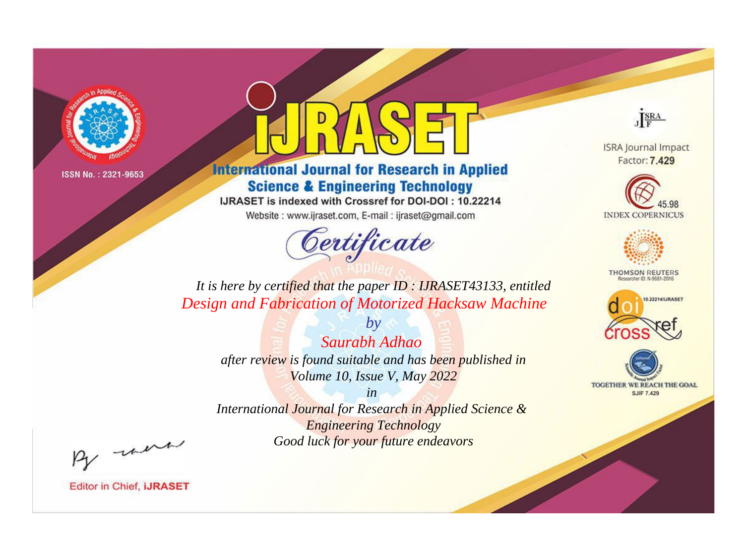ISSN No. : 2321-9653

# iJRASET

## International Journal for Research in Applied Science & Engineering Technology

IJRASET is indexed with Crossref for DOI-DOI : 10.22214

Website : www.ijraset.com, E-mail : ijraset@gmail.com

ISRA Journal Impact Factor: **7.429**

45.98 INDEX COPERNICUS

THOMSON REUTERS Researcher ID: N-9681-2016

10.22214/IJRASET

TOGETHER WE REACH THE GOAL SJIF 7.429

# Certificate

*It is here by certified that the paper ID : IJRASET43133, entitled*

*Design and Fabrication of Motorized Hacksaw Machine*

*by*

*Saurabh Adhao*

*after review is found suitable and has been published in*

*Volume 10, Issue V, May 2022*

*in*

*International Journal for Research in Applied Science & Engineering Technology*

*Good luck for your future endeavors*

Editor in Chief, **iJRASET**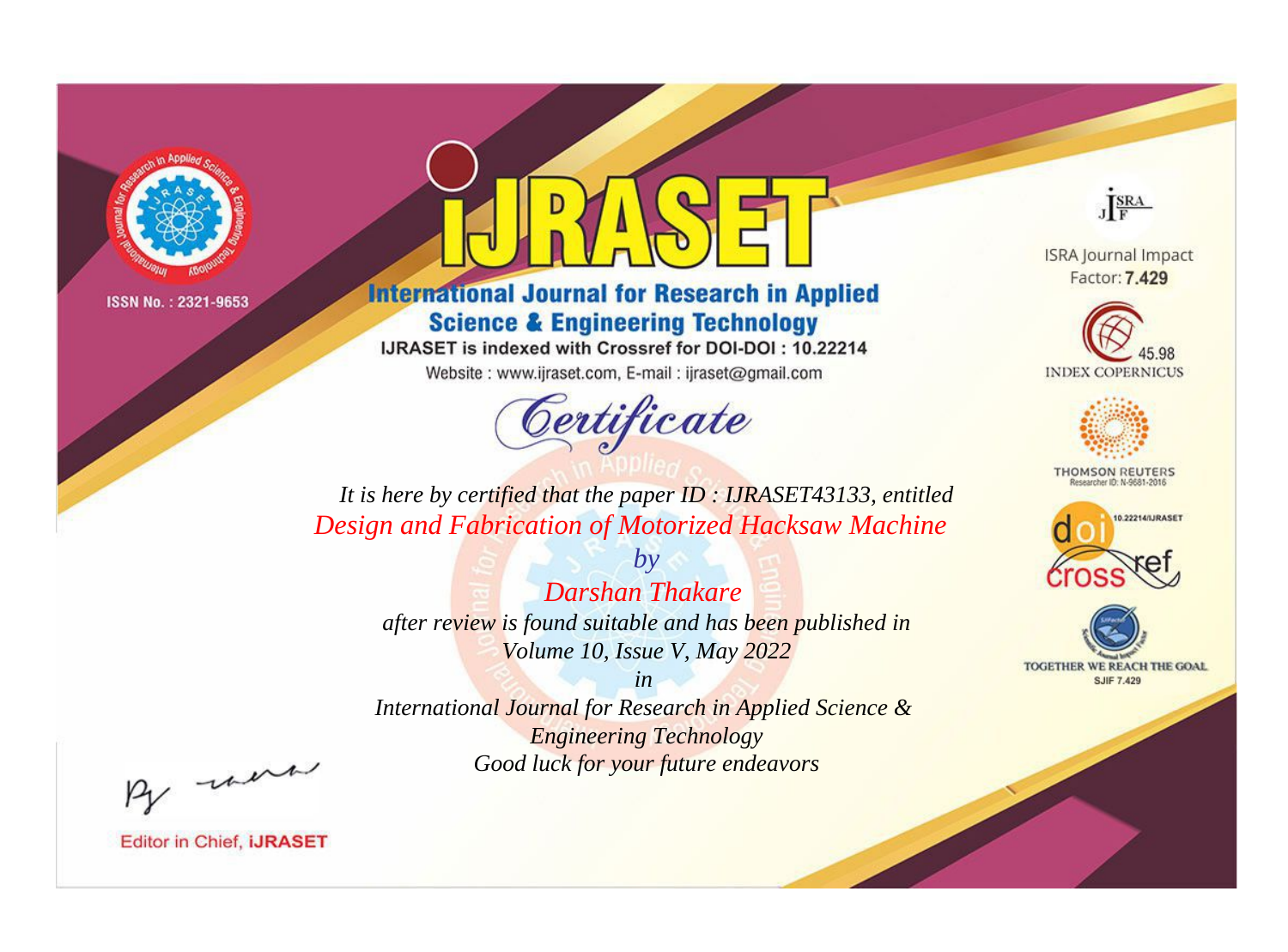ISSN No. : 2321-9653

# IJRASET

## International Journal for Research in Applied Science & Engineering Technology

IJRASET is indexed with Crossref for DOI-DOI : 10.22214

Website : www.ijraset.com, E-mail : ijraset@gmail.com

ISRA Journal Impact Factor: **7.429**

45.98 INDEX COPERNICUS

THOMSON REUTERS Researcher ID: N-9681-2016

10.22214/IJRASET

TOGETHER WE REACH THE GOAL SJIF 7.429

# *Certificate*

*It is here by certified that the paper ID : IJRASET43133, entitled*

*Design and Fabrication of Motorized Hacksaw Machine*

*by*

*Darshan Thakare*

*after review is found suitable and has been published in*

*Volume 10, Issue V, May 2022*

*in*

*International Journal for Research in Applied Science & Engineering Technology*

*Good luck for your future endeavors*

Editor in Chief, **iJRASET**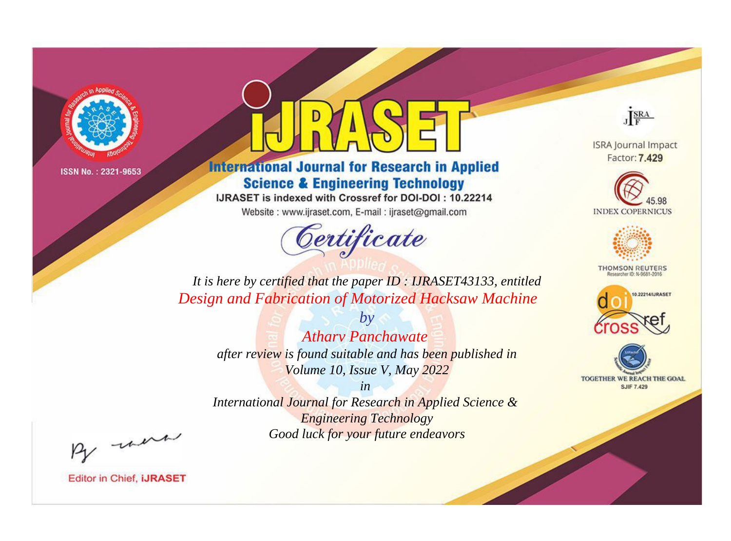ISSN No. : 2321-9653

# iJRASET

## International Journal for Research in Applied Science & Engineering Technology

IJRASET is indexed with Crossref for DOI-DOI : 10.22214

Website : www.ijraset.com, E-mail : ijraset@gmail.com

ISRA Journal Impact Factor: **7.429**

45.98 INDEX COPERNICUS

THOMSON REUTERS Researcher ID: N-9681-2016

10.22214/IJRASET

TOGETHER WE REACH THE GOAL SJIF 7.429

# *Certificate*

*It is here by certified that the paper ID : IJRASET43133, entitled*

*Design and Fabrication of Motorized Hacksaw Machine*

*by*

*Atharv Panchawate*

*after review is found suitable and has been published in*

*Volume 10, Issue V, May 2022*

*in*

*International Journal for Research in Applied Science & Engineering Technology*

*Good luck for your future endeavors*

Editor in Chief, **iJRASET**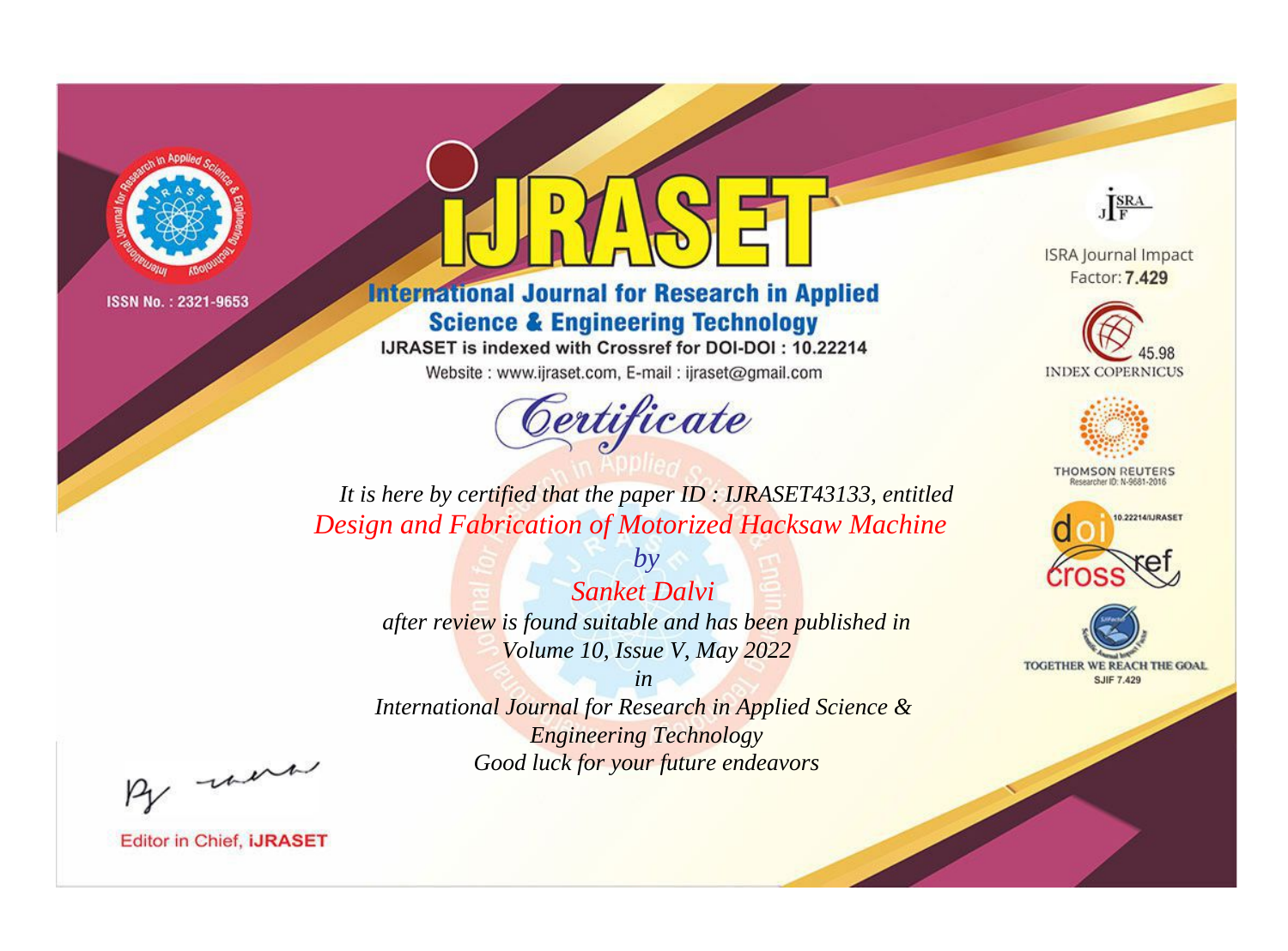ISSN No. : 2321-9653

# iJRASET

## International Journal for Research in Applied Science & Engineering Technology

IJRASET is indexed with Crossref for DOI-DOI : 10.22214

Website : www.ijraset.com, E-mail : ijraset@gmail.com

ISRA Journal Impact Factor: **7.429**

45.98 INDEX COPERNICUS

THOMSON REUTERS Researcher ID: N-9681-2016

10.22214/IJRASET

TOGETHER WE REACH THE GOAL SJIF 7.429

*Certificate*

*It is here by certified that the paper ID : IJRASET43133, entitled*

*Design and Fabrication of Motorized Hacksaw Machine*

*by*

*Sanket Dalvi*

*after review is found suitable and has been published in*

*Volume 10, Issue V, May 2022*

*in*

*International Journal for Research in Applied Science & Engineering Technology*

*Good luck for your future endeavors*

Editor in Chief, **iJRASET**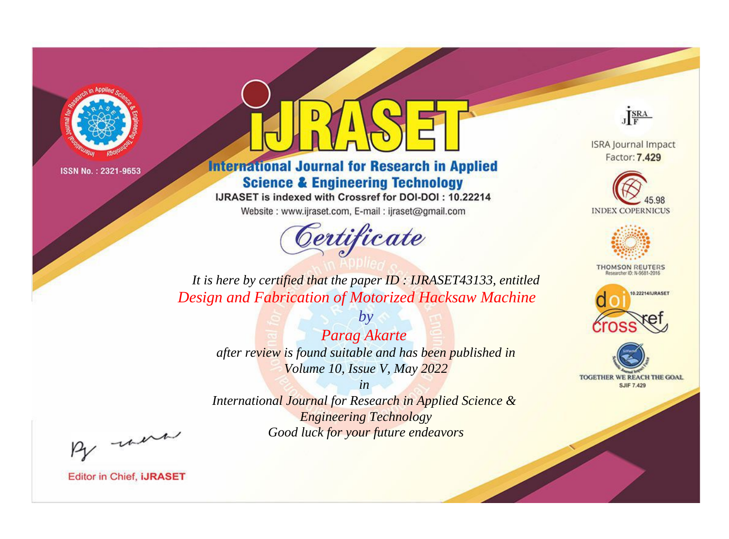ISSN No. : 2321-9653

# IJRASET

## International Journal for Research in Applied Science & Engineering Technology

IJRASET is indexed with Crossref for DOI-DOI : 10.22214

Website : www.ijraset.com, E-mail : ijraset@gmail.com

ISRA Journal Impact Factor: **7.429**

45.98 INDEX COPERNICUS

THOMSON REUTERS Researcher ID: N-9681-2016

10.22214/IJRASET

TOGETHER WE REACH THE GOAL SJIF 7.429

*Certificate*

*It is here by certified that the paper ID : IJRASET43133, entitled*

*Design and Fabrication of Motorized Hacksaw Machine*

*by*

*Parag Akarte*

*after review is found suitable and has been published in*

*Volume 10, Issue V, May 2022*

*in*

*International Journal for Research in Applied Science & Engineering Technology*

*Good luck for your future endeavors*

Editor in Chief, **iJRASET**